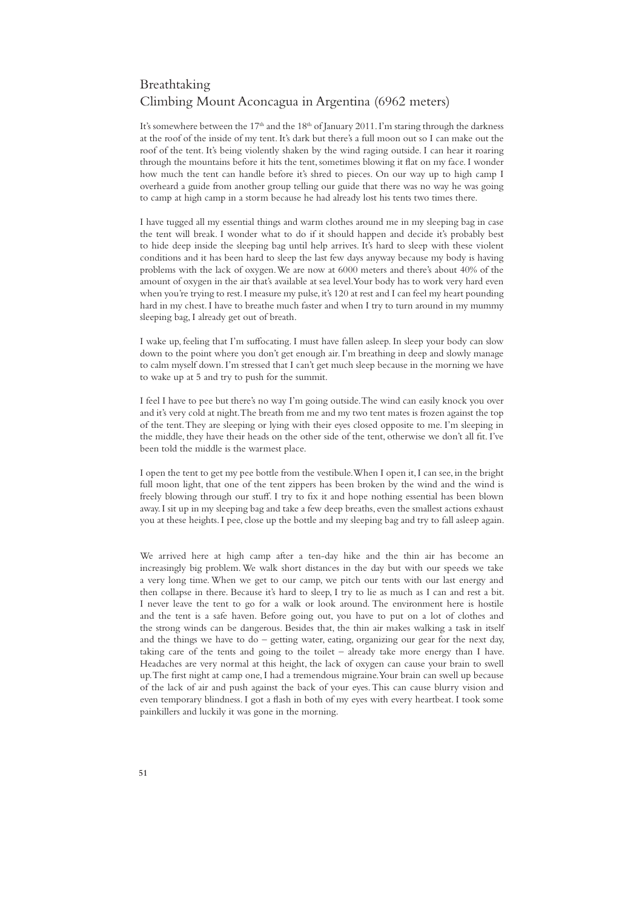# Breathtaking
## Climbing Mount Aconcagua in Argentina (6962 meters)

It's somewhere between the 17th and the 18th of January 2011. I'm staring through the darkness at the roof of the inside of my tent. It's dark but there's a full moon out so I can make out the roof of the tent. It's being violently shaken by the wind raging outside. I can hear it roaring through the mountains before it hits the tent, sometimes blowing it flat on my face. I wonder how much the tent can handle before it's shred to pieces. On our way up to high camp I overheard a guide from another group telling our guide that there was no way he was going to camp at high camp in a storm because he had already lost his tents two times there.

I have tugged all my essential things and warm clothes around me in my sleeping bag in case the tent will break. I wonder what to do if it should happen and decide it's probably best to hide deep inside the sleeping bag until help arrives. It's hard to sleep with these violent conditions and it has been hard to sleep the last few days anyway because my body is having problems with the lack of oxygen. We are now at 6000 meters and there's about 40% of the amount of oxygen in the air that's available at sea level. Your body has to work very hard even when you're trying to rest. I measure my pulse, it's 120 at rest and I can feel my heart pounding hard in my chest. I have to breathe much faster and when I try to turn around in my mummy sleeping bag, I already get out of breath.

I wake up, feeling that I'm suffocating. I must have fallen asleep. In sleep your body can slow down to the point where you don't get enough air. I'm breathing in deep and slowly manage to calm myself down. I'm stressed that I can't get much sleep because in the morning we have to wake up at 5 and try to push for the summit.

I feel I have to pee but there's no way I'm going outside. The wind can easily knock you over and it's very cold at night. The breath from me and my two tent mates is frozen against the top of the tent. They are sleeping or lying with their eyes closed opposite to me. I'm sleeping in the middle, they have their heads on the other side of the tent, otherwise we don't all fit. I've been told the middle is the warmest place.

I open the tent to get my pee bottle from the vestibule. When I open it, I can see, in the bright full moon light, that one of the tent zippers has been broken by the wind and the wind is freely blowing through our stuff. I try to fix it and hope nothing essential has been blown away. I sit up in my sleeping bag and take a few deep breaths, even the smallest actions exhaust you at these heights. I pee, close up the bottle and my sleeping bag and try to fall asleep again.

We arrived here at high camp after a ten-day hike and the thin air has become an increasingly big problem. We walk short distances in the day but with our speeds we take a very long time. When we get to our camp, we pitch our tents with our last energy and then collapse in there. Because it's hard to sleep, I try to lie as much as I can and rest a bit. I never leave the tent to go for a walk or look around. The environment here is hostile and the tent is a safe haven. Before going out, you have to put on a lot of clothes and the strong winds can be dangerous. Besides that, the thin air makes walking a task in itself and the things we have to do – getting water, eating, organizing our gear for the next day, taking care of the tents and going to the toilet – already take more energy than I have. Headaches are very normal at this height, the lack of oxygen can cause your brain to swell up. The first night at camp one, I had a tremendous migraine. Your brain can swell up because of the lack of air and push against the back of your eyes. This can cause blurry vision and even temporary blindness. I got a flash in both of my eyes with every heartbeat. I took some painkillers and luckily it was gone in the morning.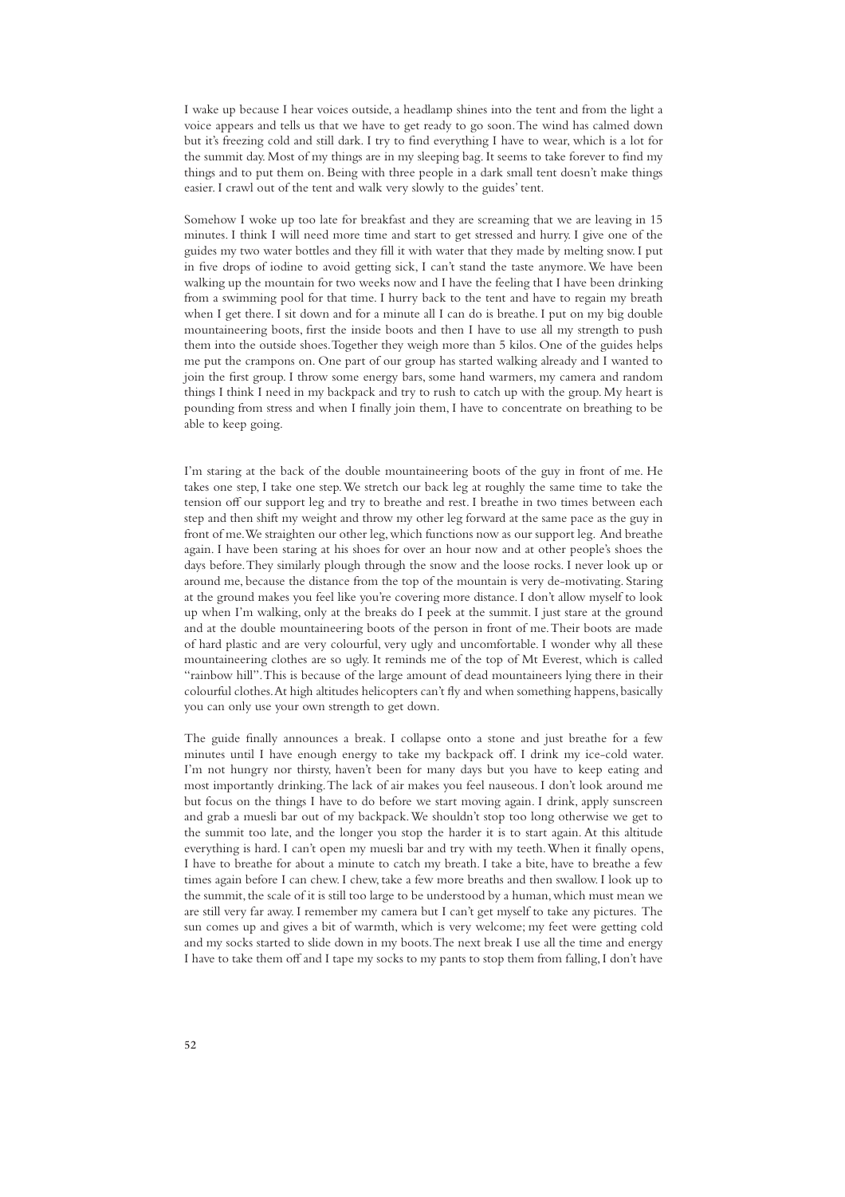I wake up because I hear voices outside, a headlamp shines into the tent and from the light a voice appears and tells us that we have to get ready to go soon. The wind has calmed down but it's freezing cold and still dark. I try to find everything I have to wear, which is a lot for the summit day. Most of my things are in my sleeping bag. It seems to take forever to find my things and to put them on. Being with three people in a dark small tent doesn't make things easier. I crawl out of the tent and walk very slowly to the guides' tent.

Somehow I woke up too late for breakfast and they are screaming that we are leaving in 15 minutes. I think I will need more time and start to get stressed and hurry. I give one of the guides my two water bottles and they fill it with water that they made by melting snow. I put in five drops of iodine to avoid getting sick, I can't stand the taste anymore. We have been walking up the mountain for two weeks now and I have the feeling that I have been drinking from a swimming pool for that time. I hurry back to the tent and have to regain my breath when I get there. I sit down and for a minute all I can do is breathe. I put on my big double mountaineering boots, first the inside boots and then I have to use all my strength to push them into the outside shoes. Together they weigh more than 5 kilos. One of the guides helps me put the crampons on. One part of our group has started walking already and I wanted to join the first group. I throw some energy bars, some hand warmers, my camera and random things I think I need in my backpack and try to rush to catch up with the group. My heart is pounding from stress and when I finally join them, I have to concentrate on breathing to be able to keep going.

I'm staring at the back of the double mountaineering boots of the guy in front of me. He takes one step, I take one step. We stretch our back leg at roughly the same time to take the tension off our support leg and try to breathe and rest. I breathe in two times between each step and then shift my weight and throw my other leg forward at the same pace as the guy in front of me. We straighten our other leg, which functions now as our support leg. And breathe again. I have been staring at his shoes for over an hour now and at other people's shoes the days before. They similarly plough through the snow and the loose rocks. I never look up or around me, because the distance from the top of the mountain is very de-motivating. Staring at the ground makes you feel like you're covering more distance. I don't allow myself to look up when I'm walking, only at the breaks do I peek at the summit. I just stare at the ground and at the double mountaineering boots of the person in front of me. Their boots are made of hard plastic and are very colourful, very ugly and uncomfortable. I wonder why all these mountaineering clothes are so ugly. It reminds me of the top of Mt Everest, which is called "rainbow hill". This is because of the large amount of dead mountaineers lying there in their colourful clothes. At high altitudes helicopters can't fly and when something happens, basically you can only use your own strength to get down.

The guide finally announces a break. I collapse onto a stone and just breathe for a few minutes until I have enough energy to take my backpack off. I drink my ice-cold water. I'm not hungry nor thirsty, haven't been for many days but you have to keep eating and most importantly drinking. The lack of air makes you feel nauseous. I don't look around me but focus on the things I have to do before we start moving again. I drink, apply sunscreen and grab a muesli bar out of my backpack. We shouldn't stop too long otherwise we get to the summit too late, and the longer you stop the harder it is to start again. At this altitude everything is hard. I can't open my muesli bar and try with my teeth. When it finally opens, I have to breathe for about a minute to catch my breath. I take a bite, have to breathe a few times again before I can chew. I chew, take a few more breaths and then swallow. I look up to the summit, the scale of it is still too large to be understood by a human, which must mean we are still very far away. I remember my camera but I can't get myself to take any pictures. The sun comes up and gives a bit of warmth, which is very welcome; my feet were getting cold and my socks started to slide down in my boots. The next break I use all the time and energy I have to take them off and I tape my socks to my pants to stop them from falling, I don't have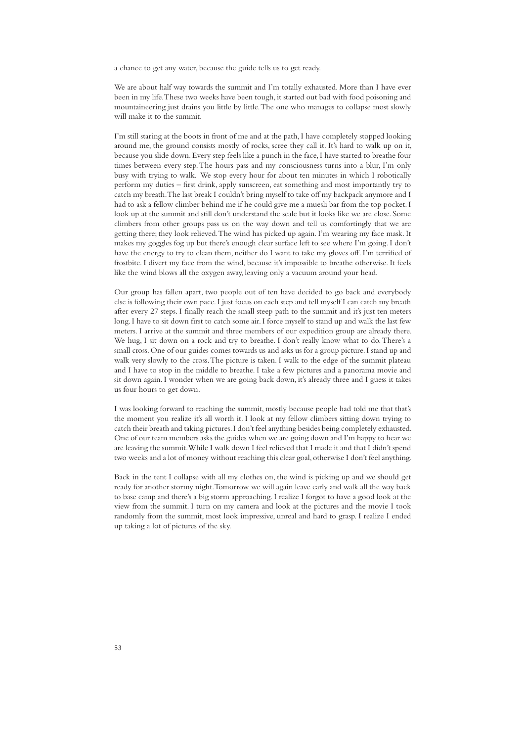a chance to get any water, because the guide tells us to get ready.

We are about half way towards the summit and I'm totally exhausted. More than I have ever been in my life. These two weeks have been tough, it started out bad with food poisoning and mountaineering just drains you little by little. The one who manages to collapse most slowly will make it to the summit.

I'm still staring at the boots in front of me and at the path, I have completely stopped looking around me, the ground consists mostly of rocks, scree they call it. It's hard to walk up on it, because you slide down. Every step feels like a punch in the face, I have started to breathe four times between every step. The hours pass and my consciousness turns into a blur, I'm only busy with trying to walk. We stop every hour for about ten minutes in which I robotically perform my duties – first drink, apply sunscreen, eat something and most importantly try to catch my breath. The last break I couldn't bring myself to take off my backpack anymore and I had to ask a fellow climber behind me if he could give me a muesli bar from the top pocket. I look up at the summit and still don't understand the scale but it looks like we are close. Some climbers from other groups pass us on the way down and tell us comfortingly that we are getting there; they look relieved. The wind has picked up again. I'm wearing my face mask. It makes my goggles fog up but there's enough clear surface left to see where I'm going. I don't have the energy to try to clean them, neither do I want to take my gloves off. I'm terrified of frostbite. I divert my face from the wind, because it's impossible to breathe otherwise. It feels like the wind blows all the oxygen away, leaving only a vacuum around your head.

Our group has fallen apart, two people out of ten have decided to go back and everybody else is following their own pace. I just focus on each step and tell myself I can catch my breath after every 27 steps. I finally reach the small steep path to the summit and it's just ten meters long. I have to sit down first to catch some air. I force myself to stand up and walk the last few meters. I arrive at the summit and three members of our expedition group are already there. We hug, I sit down on a rock and try to breathe. I don't really know what to do. There's a small cross. One of our guides comes towards us and asks us for a group picture. I stand up and walk very slowly to the cross. The picture is taken. I walk to the edge of the summit plateau and I have to stop in the middle to breathe. I take a few pictures and a panorama movie and sit down again. I wonder when we are going back down, it's already three and I guess it takes us four hours to get down.

I was looking forward to reaching the summit, mostly because people had told me that that's the moment you realize it's all worth it. I look at my fellow climbers sitting down trying to catch their breath and taking pictures. I don't feel anything besides being completely exhausted. One of our team members asks the guides when we are going down and I'm happy to hear we are leaving the summit. While I walk down I feel relieved that I made it and that I didn't spend two weeks and a lot of money without reaching this clear goal, otherwise I don't feel anything.

Back in the tent I collapse with all my clothes on, the wind is picking up and we should get ready for another stormy night. Tomorrow we will again leave early and walk all the way back to base camp and there's a big storm approaching. I realize I forgot to have a good look at the view from the summit. I turn on my camera and look at the pictures and the movie I took randomly from the summit, most look impressive, unreal and hard to grasp. I realize I ended up taking a lot of pictures of the sky.